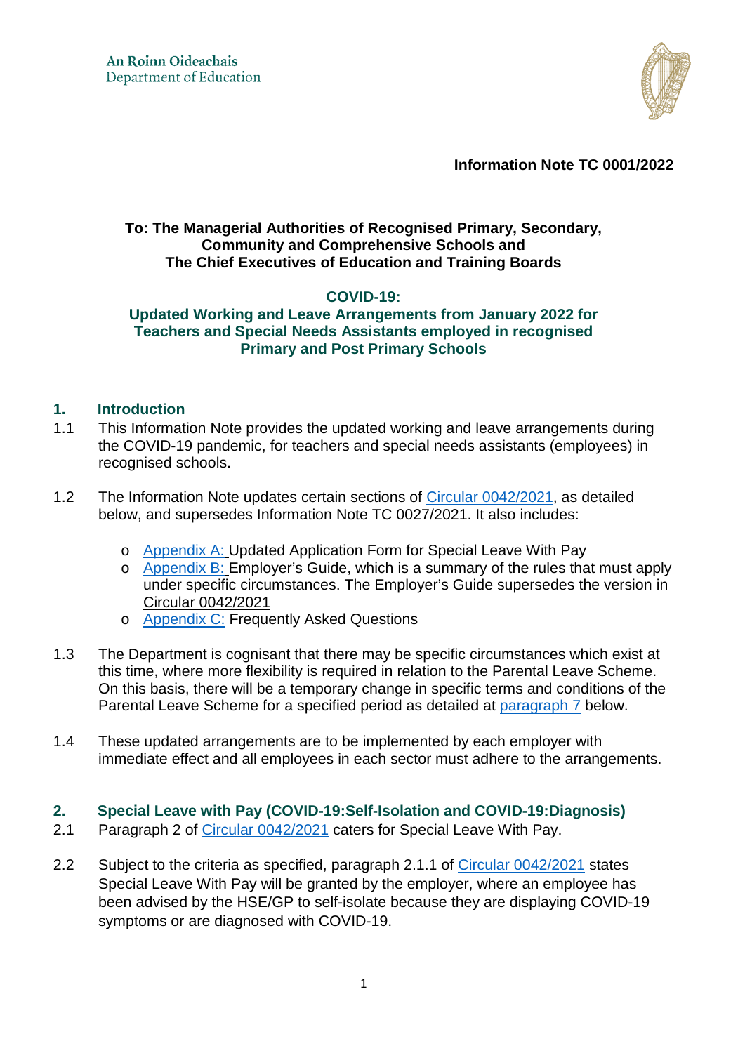An Roinn Oideachais
Department of Education

**Information Note TC 0001/2022**

**To: The Managerial Authorities of Recognised Primary, Secondary, Community and Comprehensive Schools and The Chief Executives of Education and Training Boards**

# COVID-19: Updated Working and Leave Arrangements from January 2022 for Teachers and Special Needs Assistants employed in recognised Primary and Post Primary Schools

## 1. Introduction

1.1 This Information Note provides the updated working and leave arrangements during the COVID-19 pandemic, for teachers and special needs assistants (employees) in recognised schools.

1.2 The Information Note updates certain sections of Circular 0042/2021, as detailed below, and supersedes Information Note TC 0027/2021. It also includes:

- Appendix A: Updated Application Form for Special Leave With Pay
- Appendix B: Employer's Guide, which is a summary of the rules that must apply under specific circumstances. The Employer's Guide supersedes the version in Circular 0042/2021
- Appendix C: Frequently Asked Questions

1.3 The Department is cognisant that there may be specific circumstances which exist at this time, where more flexibility is required in relation to the Parental Leave Scheme. On this basis, there will be a temporary change in specific terms and conditions of the Parental Leave Scheme for a specified period as detailed at paragraph 7 below.

1.4 These updated arrangements are to be implemented by each employer with immediate effect and all employees in each sector must adhere to the arrangements.

## 2. Special Leave with Pay (COVID-19:Self-Isolation and COVID-19:Diagnosis)

2.1 Paragraph 2 of Circular 0042/2021 caters for Special Leave With Pay.

2.2 Subject to the criteria as specified, paragraph 2.1.1 of Circular 0042/2021 states Special Leave With Pay will be granted by the employer, where an employee has been advised by the HSE/GP to self-isolate because they are displaying COVID-19 symptoms or are diagnosed with COVID-19.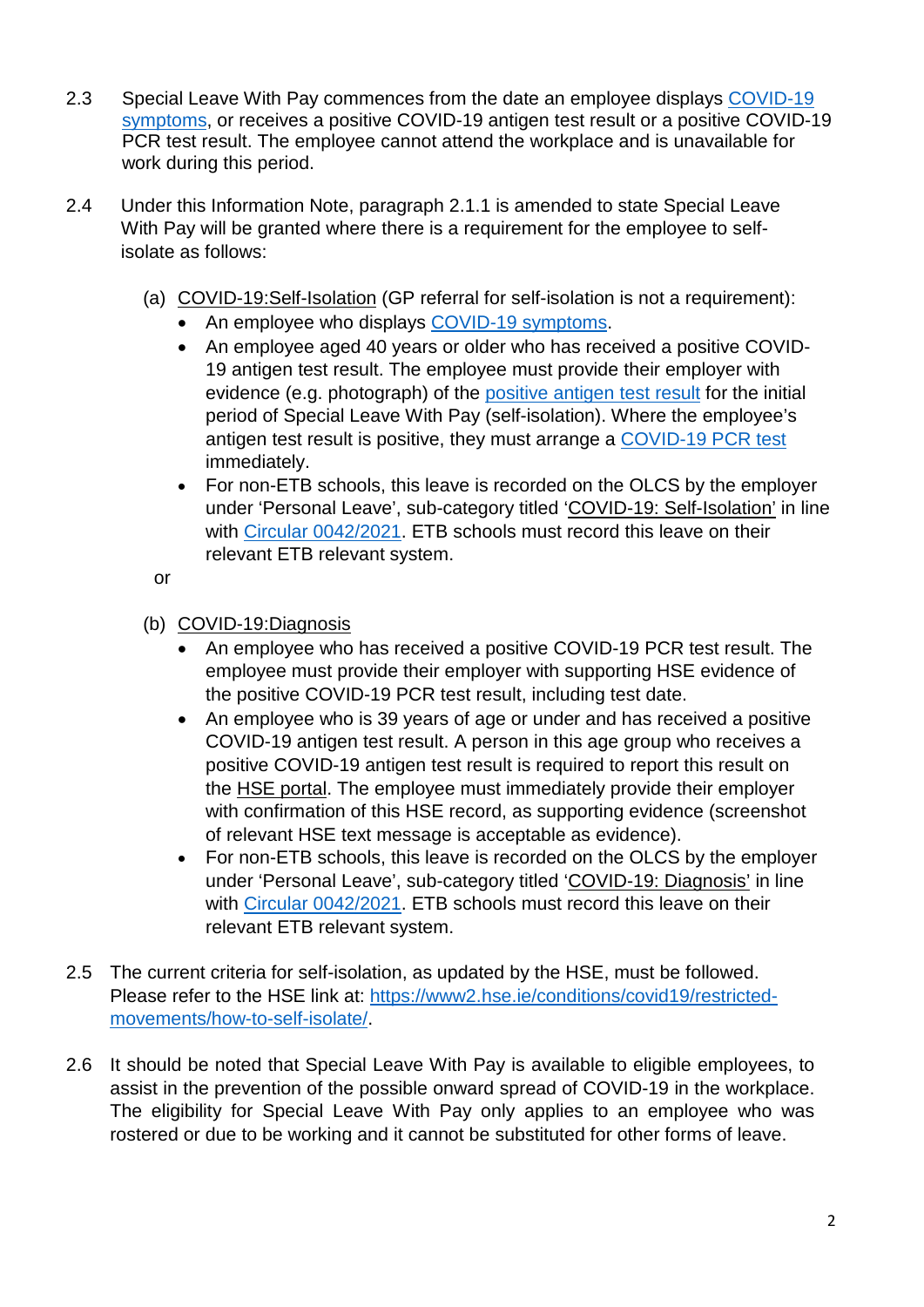2.3 Special Leave With Pay commences from the date an employee displays [COVID-19 symptoms](), or receives a positive COVID-19 antigen test result or a positive COVID-19 PCR test result. The employee cannot attend the workplace and is unavailable for work during this period.

2.4 Under this Information Note, paragraph 2.1.1 is amended to state Special Leave With Pay will be granted where there is a requirement for the employee to self-isolate as follows:

(a) COVID-19:Self-Isolation (GP referral for self-isolation is not a requirement):

- An employee who displays COVID-19 symptoms.
- An employee aged 40 years or older who has received a positive COVID-19 antigen test result. The employee must provide their employer with evidence (e.g. photograph) of the positive antigen test result for the initial period of Special Leave With Pay (self-isolation). Where the employee's antigen test result is positive, they must arrange a COVID-19 PCR test immediately.
- For non-ETB schools, this leave is recorded on the OLCS by the employer under 'Personal Leave', sub-category titled 'COVID-19: Self-Isolation' in line with Circular 0042/2021. ETB schools must record this leave on their relevant ETB relevant system.

or

(b) COVID-19:Diagnosis

- An employee who has received a positive COVID-19 PCR test result. The employee must provide their employer with supporting HSE evidence of the positive COVID-19 PCR test result, including test date.
- An employee who is 39 years of age or under and has received a positive COVID-19 antigen test result. A person in this age group who receives a positive COVID-19 antigen test result is required to report this result on the HSE portal. The employee must immediately provide their employer with confirmation of this HSE record, as supporting evidence (screenshot of relevant HSE text message is acceptable as evidence).
- For non-ETB schools, this leave is recorded on the OLCS by the employer under 'Personal Leave', sub-category titled 'COVID-19: Diagnosis' in line with Circular 0042/2021. ETB schools must record this leave on their relevant ETB relevant system.

2.5 The current criteria for self-isolation, as updated by the HSE, must be followed. Please refer to the HSE link at: https://www2.hse.ie/conditions/covid19/restricted-movements/how-to-self-isolate/.

2.6 It should be noted that Special Leave With Pay is available to eligible employees, to assist in the prevention of the possible onward spread of COVID-19 in the workplace. The eligibility for Special Leave With Pay only applies to an employee who was rostered or due to be working and it cannot be substituted for other forms of leave.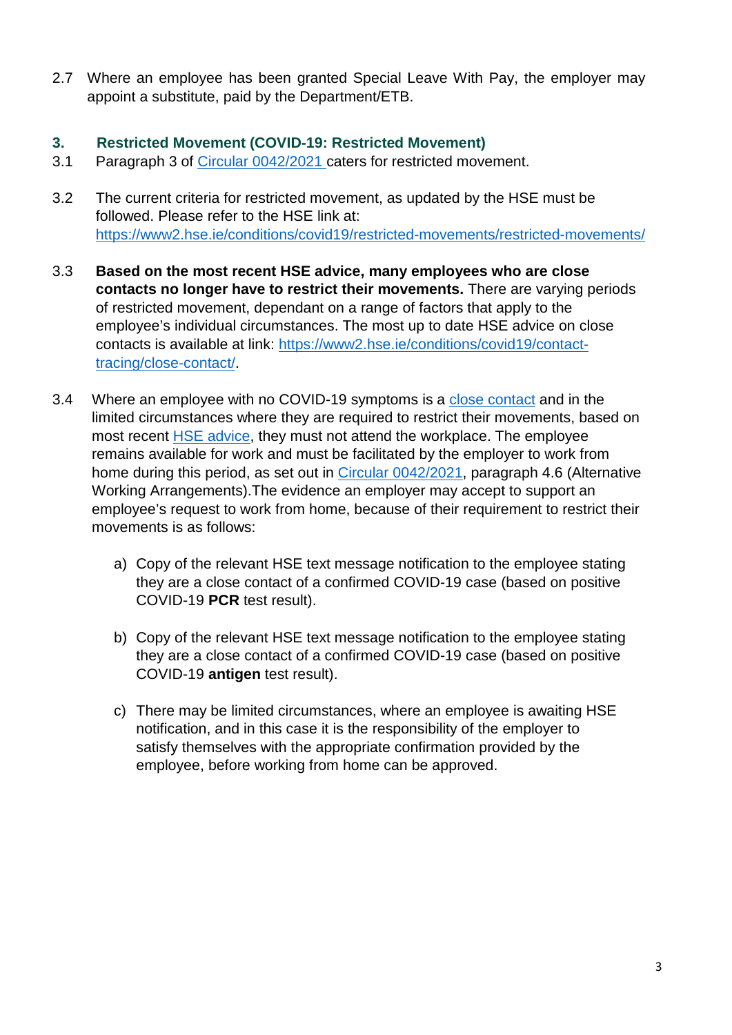2.7 Where an employee has been granted Special Leave With Pay, the employer may appoint a substitute, paid by the Department/ETB.

## 3. Restricted Movement (COVID-19: Restricted Movement)

3.1 Paragraph 3 of [Circular 0042/2021](#) caters for restricted movement.

3.2 The current criteria for restricted movement, as updated by the HSE must be followed. Please refer to the HSE link at: https://www2.hse.ie/conditions/covid19/restricted-movements/restricted-movements/

3.3 **Based on the most recent HSE advice, many employees who are close contacts no longer have to restrict their movements.** There are varying periods of restricted movement, dependant on a range of factors that apply to the employee's individual circumstances. The most up to date HSE advice on close contacts is available at link: https://www2.hse.ie/conditions/covid19/contact-tracing/close-contact/.

3.4 Where an employee with no COVID-19 symptoms is a [close contact](#) and in the limited circumstances where they are required to restrict their movements, based on most recent [HSE advice](#), they must not attend the workplace. The employee remains available for work and must be facilitated by the employer to work from home during this period, as set out in [Circular 0042/2021](#), paragraph 4.6 (Alternative Working Arrangements).The evidence an employer may accept to support an employee's request to work from home, because of their requirement to restrict their movements is as follows:

a) Copy of the relevant HSE text message notification to the employee stating they are a close contact of a confirmed COVID-19 case (based on positive COVID-19 **PCR** test result).

b) Copy of the relevant HSE text message notification to the employee stating they are a close contact of a confirmed COVID-19 case (based on positive COVID-19 **antigen** test result).

c) There may be limited circumstances, where an employee is awaiting HSE notification, and in this case it is the responsibility of the employer to satisfy themselves with the appropriate confirmation provided by the employee, before working from home can be approved.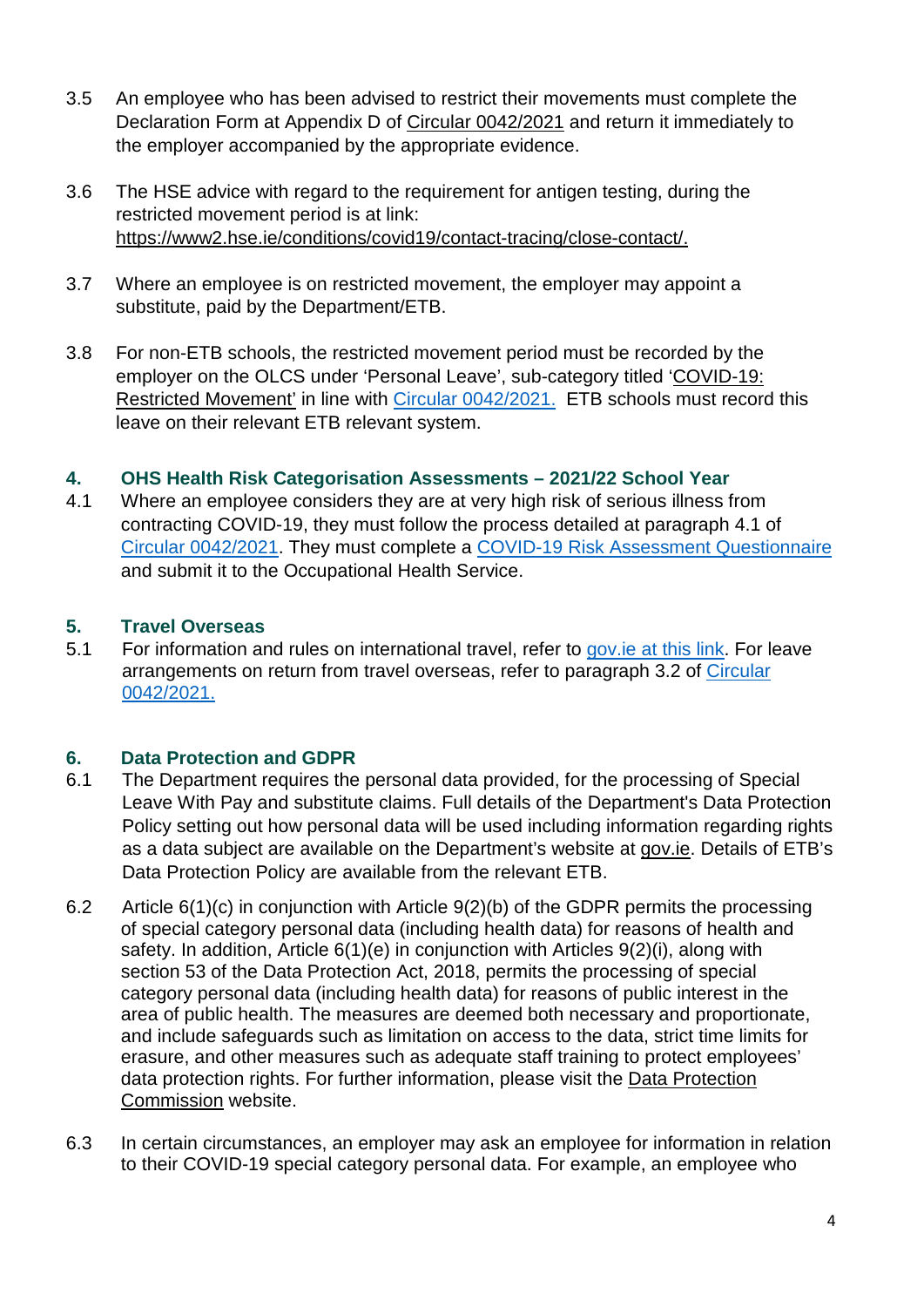3.5 An employee who has been advised to restrict their movements must complete the Declaration Form at Appendix D of Circular 0042/2021 and return it immediately to the employer accompanied by the appropriate evidence.

3.6 The HSE advice with regard to the requirement for antigen testing, during the restricted movement period is at link: https://www2.hse.ie/conditions/covid19/contact-tracing/close-contact/.

3.7 Where an employee is on restricted movement, the employer may appoint a substitute, paid by the Department/ETB.

3.8 For non-ETB schools, the restricted movement period must be recorded by the employer on the OLCS under 'Personal Leave', sub-category titled 'COVID-19: Restricted Movement' in line with Circular 0042/2021. ETB schools must record this leave on their relevant ETB relevant system.

## 4. OHS Health Risk Categorisation Assessments – 2021/22 School Year

4.1 Where an employee considers they are at very high risk of serious illness from contracting COVID-19, they must follow the process detailed at paragraph 4.1 of Circular 0042/2021. They must complete a COVID-19 Risk Assessment Questionnaire and submit it to the Occupational Health Service.

## 5. Travel Overseas

5.1 For information and rules on international travel, refer to gov.ie at this link. For leave arrangements on return from travel overseas, refer to paragraph 3.2 of Circular 0042/2021.

## 6. Data Protection and GDPR

6.1 The Department requires the personal data provided, for the processing of Special Leave With Pay and substitute claims. Full details of the Department's Data Protection Policy setting out how personal data will be used including information regarding rights as a data subject are available on the Department's website at gov.ie. Details of ETB's Data Protection Policy are available from the relevant ETB.

6.2 Article 6(1)(c) in conjunction with Article 9(2)(b) of the GDPR permits the processing of special category personal data (including health data) for reasons of health and safety. In addition, Article 6(1)(e) in conjunction with Articles 9(2)(i), along with section 53 of the Data Protection Act, 2018, permits the processing of special category personal data (including health data) for reasons of public interest in the area of public health. The measures are deemed both necessary and proportionate, and include safeguards such as limitation on access to the data, strict time limits for erasure, and other measures such as adequate staff training to protect employees' data protection rights. For further information, please visit the Data Protection Commission website.

6.3 In certain circumstances, an employer may ask an employee for information in relation to their COVID-19 special category personal data. For example, an employee who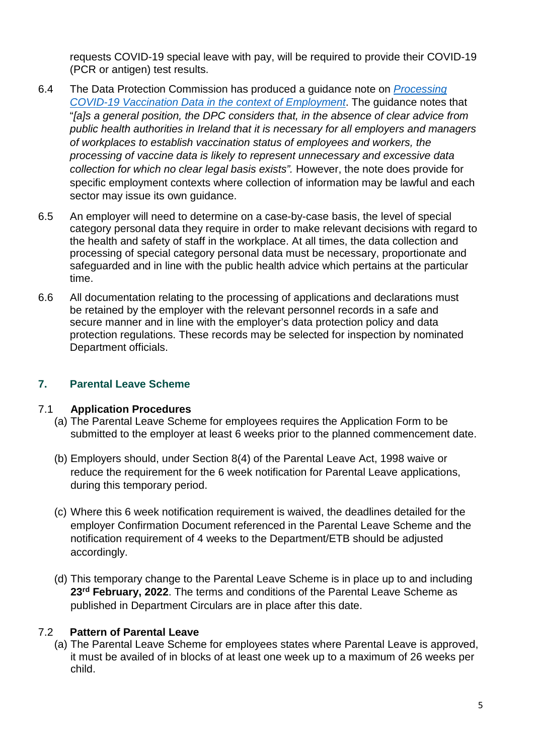requests COVID-19 special leave with pay, will be required to provide their COVID-19 (PCR or antigen) test results.

6.4 The Data Protection Commission has produced a guidance note on [*Processing COVID-19 Vaccination Data in the context of Employment*]. The guidance notes that "*[a]s a general position, the DPC considers that, in the absence of clear advice from public health authorities in Ireland that it is necessary for all employers and managers of workplaces to establish vaccination status of employees and workers, the processing of vaccine data is likely to represent unnecessary and excessive data collection for which no clear legal basis exists".* However, the note does provide for specific employment contexts where collection of information may be lawful and each sector may issue its own guidance.

6.5 An employer will need to determine on a case-by-case basis, the level of special category personal data they require in order to make relevant decisions with regard to the health and safety of staff in the workplace. At all times, the data collection and processing of special category personal data must be necessary, proportionate and safeguarded and in line with the public health advice which pertains at the particular time.

6.6 All documentation relating to the processing of applications and declarations must be retained by the employer with the relevant personnel records in a safe and secure manner and in line with the employer's data protection policy and data protection regulations. These records may be selected for inspection by nominated Department officials.

## 7. Parental Leave Scheme

### 7.1 Application Procedures

(a) The Parental Leave Scheme for employees requires the Application Form to be submitted to the employer at least 6 weeks prior to the planned commencement date.

(b) Employers should, under Section 8(4) of the Parental Leave Act, 1998 waive or reduce the requirement for the 6 week notification for Parental Leave applications, during this temporary period.

(c) Where this 6 week notification requirement is waived, the deadlines detailed for the employer Confirmation Document referenced in the Parental Leave Scheme and the notification requirement of 4 weeks to the Department/ETB should be adjusted accordingly.

(d) This temporary change to the Parental Leave Scheme is in place up to and including **23rd February, 2022**. The terms and conditions of the Parental Leave Scheme as published in Department Circulars are in place after this date.

### 7.2 Pattern of Parental Leave

(a) The Parental Leave Scheme for employees states where Parental Leave is approved, it must be availed of in blocks of at least one week up to a maximum of 26 weeks per child.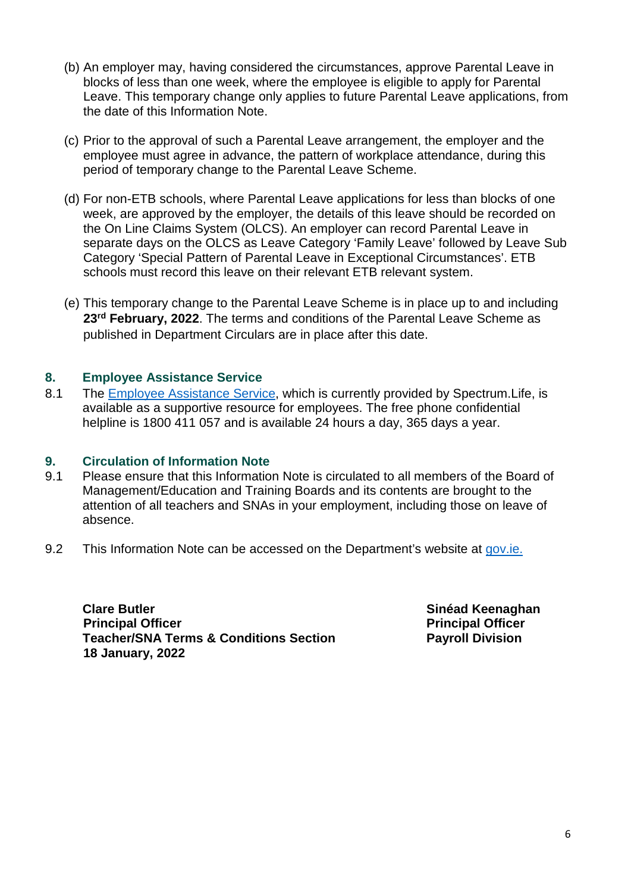(b) An employer may, having considered the circumstances, approve Parental Leave in blocks of less than one week, where the employee is eligible to apply for Parental Leave. This temporary change only applies to future Parental Leave applications, from the date of this Information Note.

(c) Prior to the approval of such a Parental Leave arrangement, the employer and the employee must agree in advance, the pattern of workplace attendance, during this period of temporary change to the Parental Leave Scheme.

(d) For non-ETB schools, where Parental Leave applications for less than blocks of one week, are approved by the employer, the details of this leave should be recorded on the On Line Claims System (OLCS). An employer can record Parental Leave in separate days on the OLCS as Leave Category 'Family Leave' followed by Leave Sub Category 'Special Pattern of Parental Leave in Exceptional Circumstances'. ETB schools must record this leave on their relevant ETB relevant system.

(e) This temporary change to the Parental Leave Scheme is in place up to and including **23rd February, 2022**. The terms and conditions of the Parental Leave Scheme as published in Department Circulars are in place after this date.

## 8. Employee Assistance Service

8.1 The Employee Assistance Service, which is currently provided by Spectrum.Life, is available as a supportive resource for employees. The free phone confidential helpline is 1800 411 057 and is available 24 hours a day, 365 days a year.

## 9. Circulation of Information Note

9.1 Please ensure that this Information Note is circulated to all members of the Board of Management/Education and Training Boards and its contents are brought to the attention of all teachers and SNAs in your employment, including those on leave of absence.

9.2 This Information Note can be accessed on the Department's website at gov.ie.

**Clare Butler**
**Principal Officer**
**Teacher/SNA Terms & Conditions Section**
**18 January, 2022**

**Sinéad Keenaghan**
**Principal Officer**
**Payroll Division**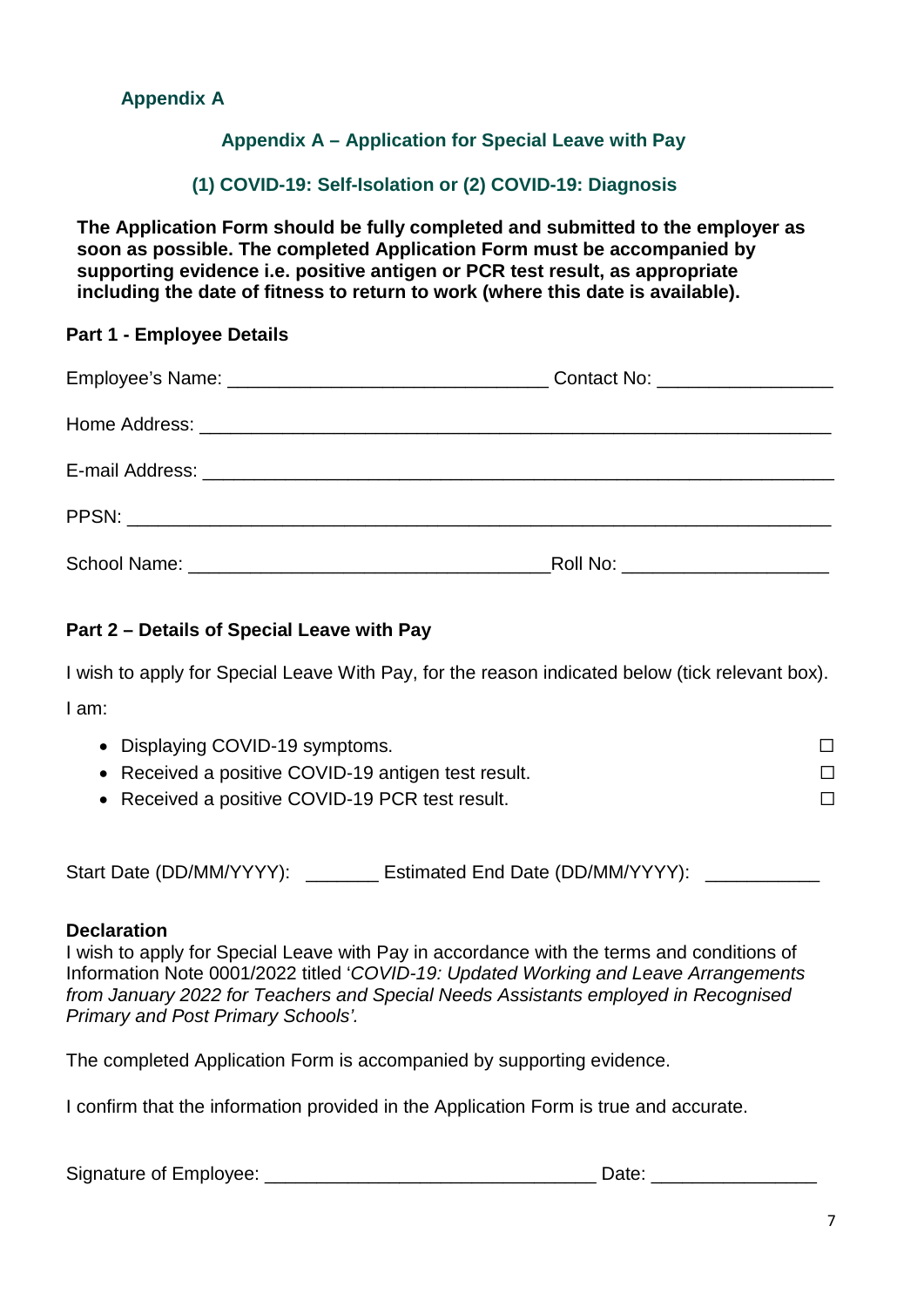## Appendix A

### Appendix A – Application for Special Leave with Pay

### (1) COVID-19: Self-Isolation or (2) COVID-19: Diagnosis

**The Application Form should be fully completed and submitted to the employer as soon as possible. The completed Application Form must be accompanied by supporting evidence i.e. positive antigen or PCR test result, as appropriate including the date of fitness to return to work (where this date is available).**

**Part 1 - Employee Details**

Employee's Name: ______________________________ Contact No: ________________

Home Address: ____________________________________________________________

E-mail Address: ____________________________________________________________

PPSN: ____________________________________________________________________

School Name: __________________________________ Roll No: ___________________

**Part 2 – Details of Special Leave with Pay**

I wish to apply for Special Leave With Pay, for the reason indicated below (tick relevant box).

I am:

- Displaying COVID-19 symptoms. ☐
- Received a positive COVID-19 antigen test result. ☐
- Received a positive COVID-19 PCR test result. ☐

Start Date (DD/MM/YYYY): _______ Estimated End Date (DD/MM/YYYY): ___________

**Declaration**

I wish to apply for Special Leave with Pay in accordance with the terms and conditions of Information Note 0001/2022 titled '*COVID-19: Updated Working and Leave Arrangements from January 2022 for Teachers and Special Needs Assistants employed in Recognised Primary and Post Primary Schools'.*

The completed Application Form is accompanied by supporting evidence.

I confirm that the information provided in the Application Form is true and accurate.

Signature of Employee: _______________________________ Date: _______________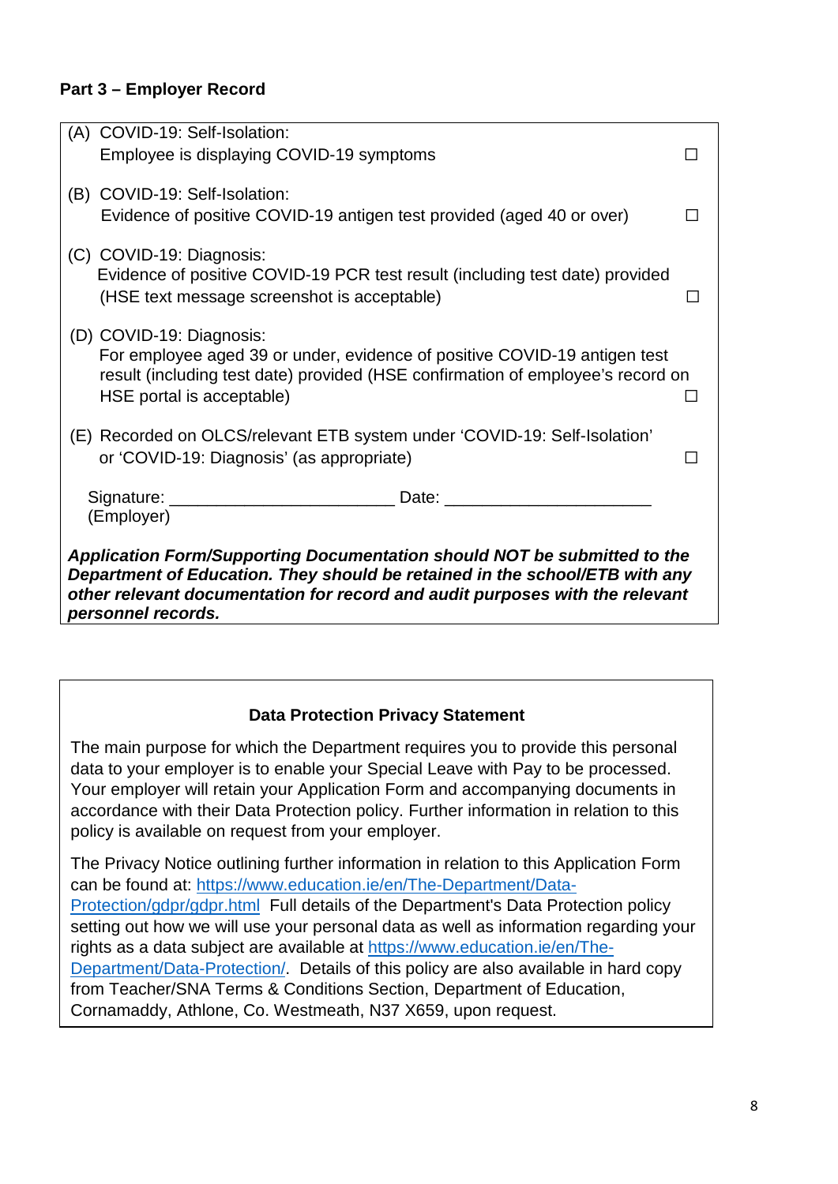**Part 3 – Employer Record**

(A) COVID-19: Self-Isolation:
Employee is displaying COVID-19 symptoms ☐

(B) COVID-19: Self-Isolation:
Evidence of positive COVID-19 antigen test provided (aged 40 or over) ☐

(C) COVID-19: Diagnosis:
Evidence of positive COVID-19 PCR test result (including test date) provided (HSE text message screenshot is acceptable) ☐

(D) COVID-19: Diagnosis:
For employee aged 39 or under, evidence of positive COVID-19 antigen test result (including test date) provided (HSE confirmation of employee's record on HSE portal is acceptable) ☐

(E) Recorded on OLCS/relevant ETB system under 'COVID-19: Self-Isolation' or 'COVID-19: Diagnosis' (as appropriate) ☐

Signature: _______________________ Date: _____________________
(Employer)

***Application Form/Supporting Documentation should NOT be submitted to the Department of Education. They should be retained in the school/ETB with any other relevant documentation for record and audit purposes with the relevant personnel records.***

**Data Protection Privacy Statement**

The main purpose for which the Department requires you to provide this personal data to your employer is to enable your Special Leave with Pay to be processed. Your employer will retain your Application Form and accompanying documents in accordance with their Data Protection policy. Further information in relation to this policy is available on request from your employer.

The Privacy Notice outlining further information in relation to this Application Form can be found at: https://www.education.ie/en/The-Department/Data-Protection/gdpr/gdpr.html Full details of the Department's Data Protection policy setting out how we will use your personal data as well as information regarding your rights as a data subject are available at https://www.education.ie/en/The-Department/Data-Protection/. Details of this policy are also available in hard copy from Teacher/SNA Terms & Conditions Section, Department of Education, Cornamaddy, Athlone, Co. Westmeath, N37 X659, upon request.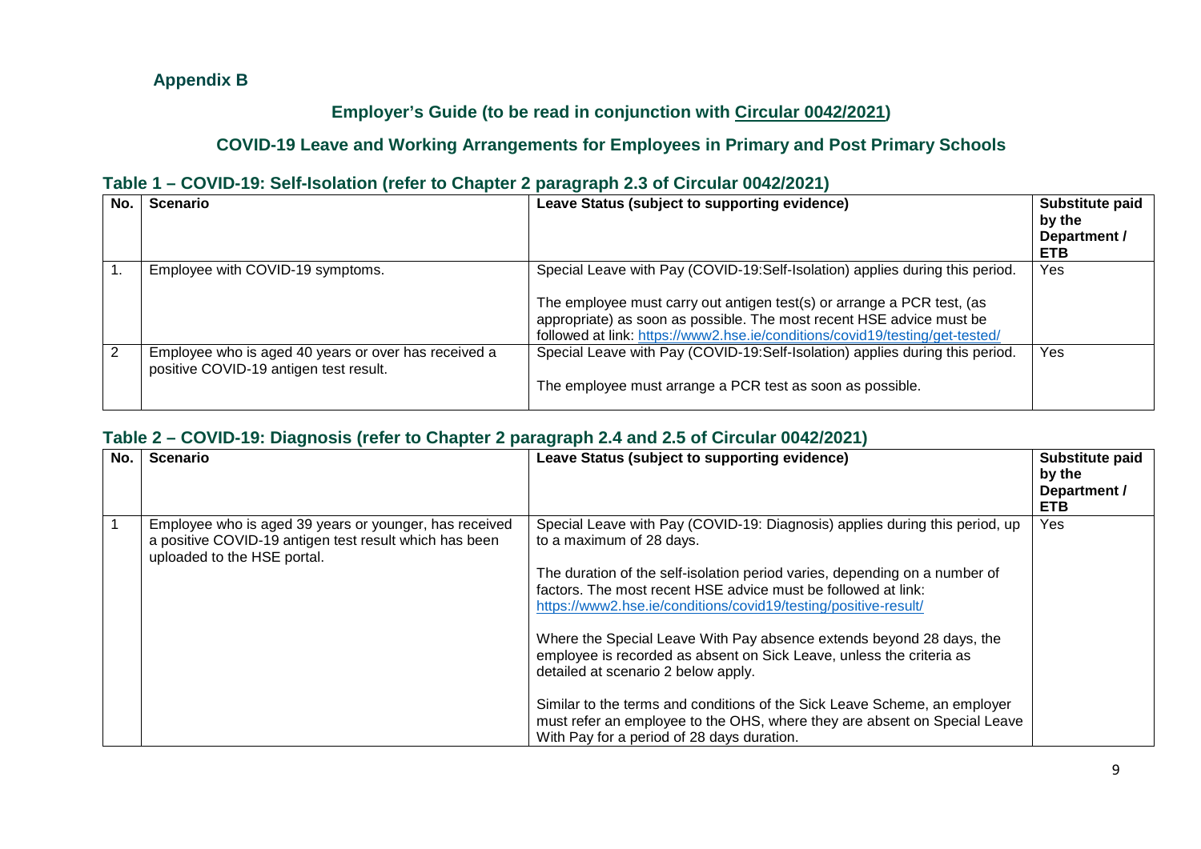## Appendix B

### Employer's Guide (to be read in conjunction with Circular 0042/2021)

### COVID-19 Leave and Working Arrangements for Employees in Primary and Post Primary Schools

### Table 1 – COVID-19: Self-Isolation (refer to Chapter 2 paragraph 2.3 of Circular 0042/2021)

| No. | Scenario | Leave Status (subject to supporting evidence) | Substitute paid by the Department / ETB |
|---|---|---|---|
| 1. | Employee with COVID-19 symptoms. | Special Leave with Pay (COVID-19:Self-Isolation) applies during this period.<br><br>The employee must carry out antigen test(s) or arrange a PCR test, (as appropriate) as soon as possible. The most recent HSE advice must be followed at link: https://www2.hse.ie/conditions/covid19/testing/get-tested/ | Yes |
| 2 | Employee who is aged 40 years or over has received a positive COVID-19 antigen test result. | Special Leave with Pay (COVID-19:Self-Isolation) applies during this period.<br><br>The employee must arrange a PCR test as soon as possible. | Yes |

### Table 2 – COVID-19: Diagnosis (refer to Chapter 2 paragraph 2.4 and 2.5 of Circular 0042/2021)

| No. | Scenario | Leave Status (subject to supporting evidence) | Substitute paid by the Department / ETB |
|---|---|---|---|
| 1 | Employee who is aged 39 years or younger, has received a positive COVID-19 antigen test result which has been uploaded to the HSE portal. | Special Leave with Pay (COVID-19: Diagnosis) applies during this period, up to a maximum of 28 days.<br><br>The duration of the self-isolation period varies, depending on a number of factors. The most recent HSE advice must be followed at link: https://www2.hse.ie/conditions/covid19/testing/positive-result/<br><br>Where the Special Leave With Pay absence extends beyond 28 days, the employee is recorded as absent on Sick Leave, unless the criteria as detailed at scenario 2 below apply.<br><br>Similar to the terms and conditions of the Sick Leave Scheme, an employer must refer an employee to the OHS, where they are absent on Special Leave With Pay for a period of 28 days duration. | Yes |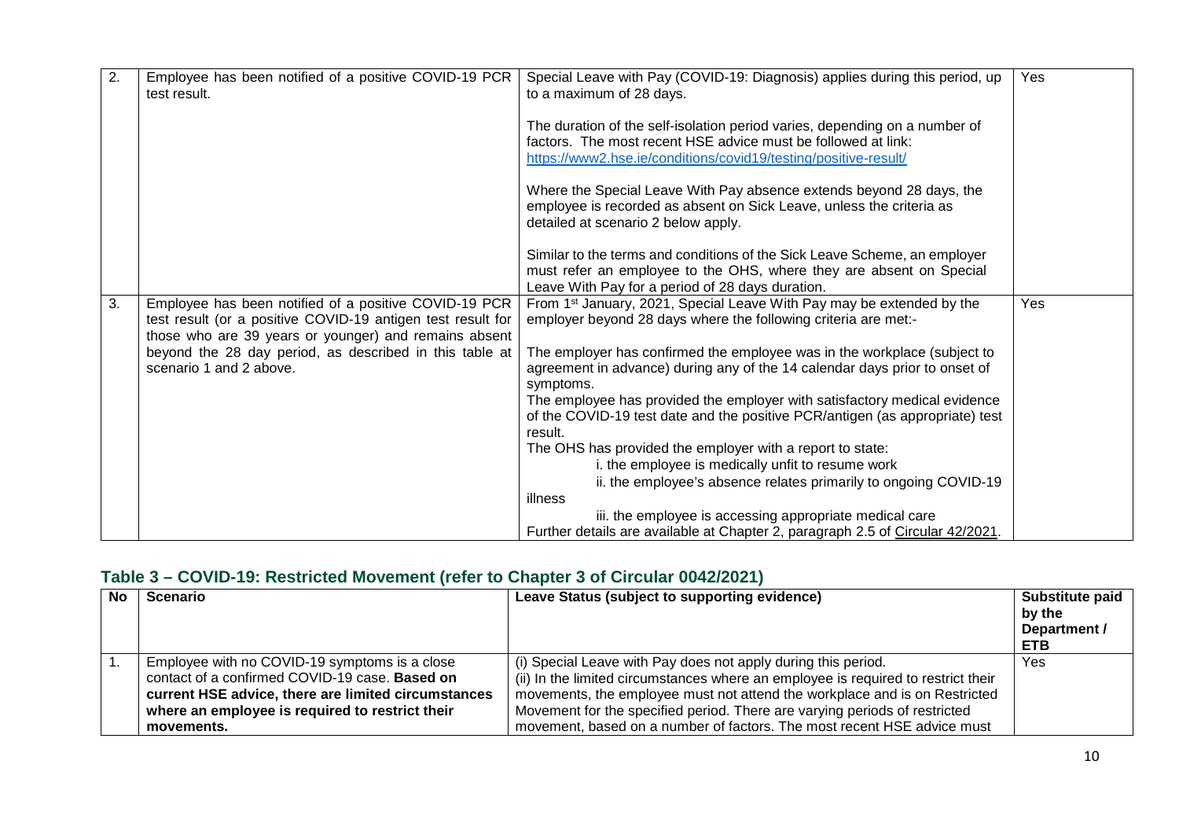| 2. | Employee has been notified of a positive COVID-19 PCR test result. | Special Leave with Pay (COVID-19: Diagnosis) applies during this period, up to a maximum of 28 days.<br><br>The duration of the self-isolation period varies, depending on a number of factors. The most recent HSE advice must be followed at link: https://www2.hse.ie/conditions/covid19/testing/positive-result/<br><br>Where the Special Leave With Pay absence extends beyond 28 days, the employee is recorded as absent on Sick Leave, unless the criteria as detailed at scenario 2 below apply.<br><br>Similar to the terms and conditions of the Sick Leave Scheme, an employer must refer an employee to the OHS, where they are absent on Special Leave With Pay for a period of 28 days duration. | Yes |
|---|---|---|---|
| 3. | Employee has been notified of a positive COVID-19 PCR test result (or a positive COVID-19 antigen test result for those who are 39 years or younger) and remains absent beyond the 28 day period, as described in this table at scenario 1 and 2 above. | From 1st January, 2021, Special Leave With Pay may be extended by the employer beyond 28 days where the following criteria are met:-<br><br>The employer has confirmed the employee was in the workplace (subject to agreement in advance) during any of the 14 calendar days prior to onset of symptoms.<br>The employee has provided the employer with satisfactory medical evidence of the COVID-19 test date and the positive PCR/antigen (as appropriate) test result.<br>The OHS has provided the employer with a report to state:<br>i. the employee is medically unfit to resume work<br>ii. the employee's absence relates primarily to ongoing COVID-19 illness<br>iii. the employee is accessing appropriate medical care<br>Further details are available at Chapter 2, paragraph 2.5 of Circular 42/2021. | Yes |

## Table 3 – COVID-19: Restricted Movement (refer to Chapter 3 of Circular 0042/2021)

| No | Scenario | Leave Status (subject to supporting evidence) | Substitute paid by the Department / ETB |
|---|---|---|---|
| 1. | Employee with no COVID-19 symptoms is a close contact of a confirmed COVID-19 case. **Based on current HSE advice, there are limited circumstances where an employee is required to restrict their movements.** | (i) Special Leave with Pay does not apply during this period.<br>(ii) In the limited circumstances where an employee is required to restrict their movements, the employee must not attend the workplace and is on Restricted Movement for the specified period. There are varying periods of restricted movement, based on a number of factors. The most recent HSE advice must | Yes |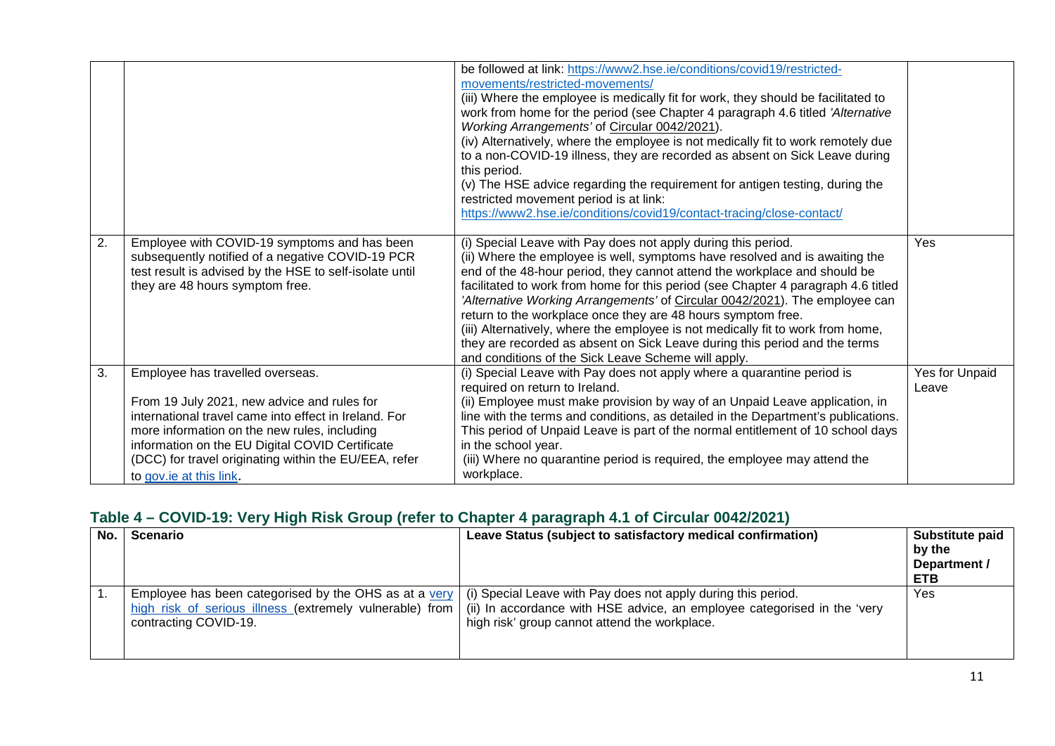| | | | |
|---|---|---|---|
| | | be followed at link: https://www2.hse.ie/conditions/covid19/restricted-movements/restricted-movements/<br>(iii) Where the employee is medically fit for work, they should be facilitated to work from home for the period (see Chapter 4 paragraph 4.6 titled *'Alternative Working Arrangements'* of Circular 0042/2021).<br>(iv) Alternatively, where the employee is not medically fit to work remotely due to a non-COVID-19 illness, they are recorded as absent on Sick Leave during this period.<br>(v) The HSE advice regarding the requirement for antigen testing, during the restricted movement period is at link:<br>https://www2.hse.ie/conditions/covid19/contact-tracing/close-contact/ | |
| 2. | Employee with COVID-19 symptoms and has been subsequently notified of a negative COVID-19 PCR test result is advised by the HSE to self-isolate until they are 48 hours symptom free. | (i) Special Leave with Pay does not apply during this period.<br>(ii) Where the employee is well, symptoms have resolved and is awaiting the end of the 48-hour period, they cannot attend the workplace and should be facilitated to work from home for this period (see Chapter 4 paragraph 4.6 titled *'Alternative Working Arrangements'* of Circular 0042/2021). The employee can return to the workplace once they are 48 hours symptom free.<br>(iii) Alternatively, where the employee is not medically fit to work from home, they are recorded as absent on Sick Leave during this period and the terms and conditions of the Sick Leave Scheme will apply. | Yes |
| 3. | Employee has travelled overseas.<br><br>From 19 July 2021, new advice and rules for international travel came into effect in Ireland. For more information on the new rules, including information on the EU Digital COVID Certificate (DCC) for travel originating within the EU/EEA, refer to gov.ie at this link. | (i) Special Leave with Pay does not apply where a quarantine period is required on return to Ireland.<br>(ii) Employee must make provision by way of an Unpaid Leave application, in line with the terms and conditions, as detailed in the Department's publications. This period of Unpaid Leave is part of the normal entitlement of 10 school days in the school year.<br>(iii) Where no quarantine period is required, the employee may attend the workplace. | Yes for Unpaid Leave |

## Table 4 – COVID-19: Very High Risk Group (refer to Chapter 4 paragraph 4.1 of Circular 0042/2021)

| No. | Scenario | Leave Status (subject to satisfactory medical confirmation) | Substitute paid by the Department / ETB |
|---|---|---|---|
| 1. | Employee has been categorised by the OHS as at a very high risk of serious illness (extremely vulnerable) from contracting COVID-19. | (i) Special Leave with Pay does not apply during this period.<br>(ii) In accordance with HSE advice, an employee categorised in the 'very high risk' group cannot attend the workplace. | Yes |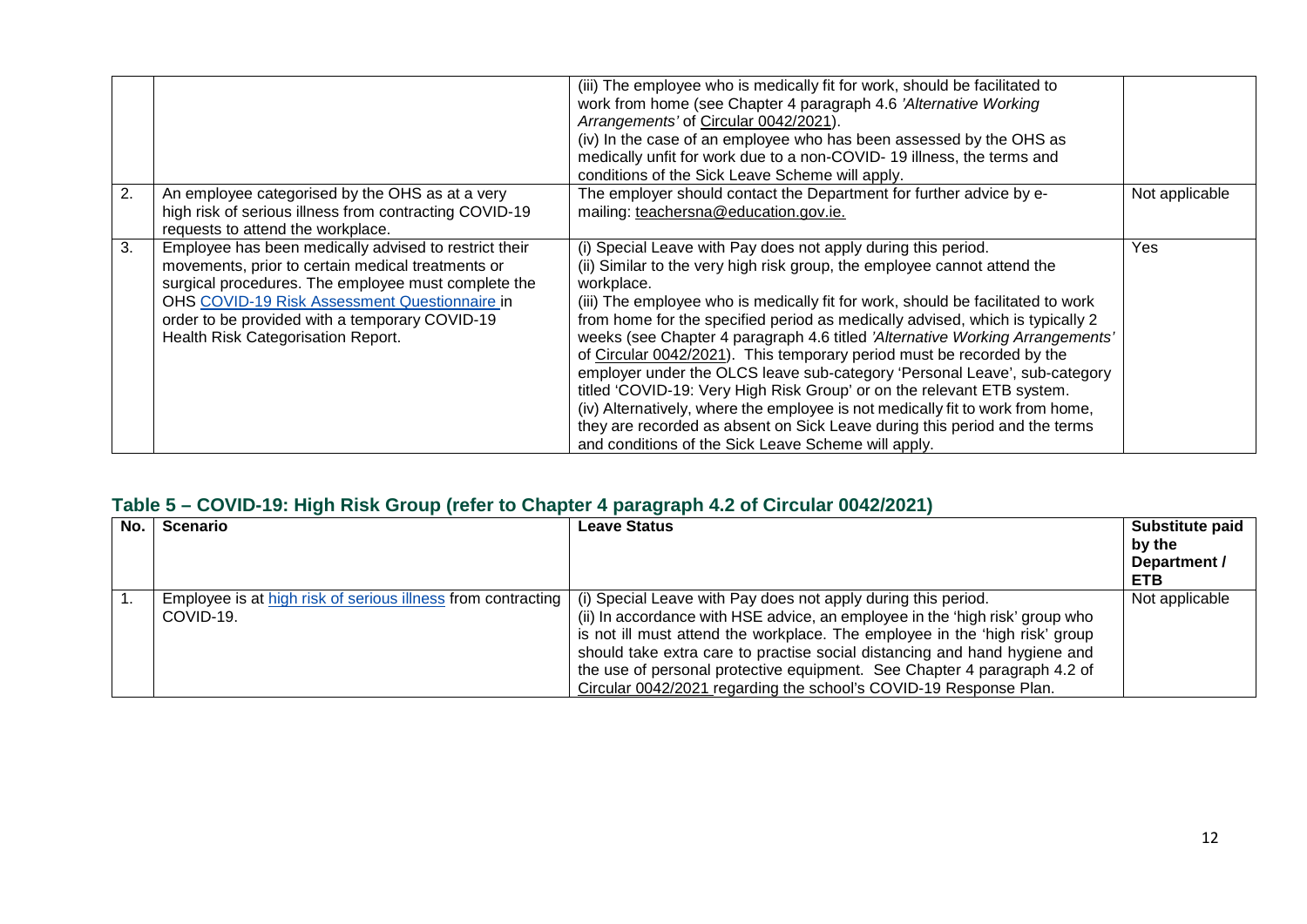| | | (iii) The employee who is medically fit for work, should be facilitated to work from home (see Chapter 4 paragraph 4.6 *'Alternative Working Arrangements'* of Circular 0042/2021).<br>(iv) In the case of an employee who has been assessed by the OHS as medically unfit for work due to a non-COVID- 19 illness, the terms and conditions of the Sick Leave Scheme will apply. | |
|---|---|---|---|
| 2. | An employee categorised by the OHS as at a very high risk of serious illness from contracting COVID-19 requests to attend the workplace. | The employer should contact the Department for further advice by e-mailing: teachersna@education.gov.ie. | Not applicable |
| 3. | Employee has been medically advised to restrict their movements, prior to certain medical treatments or surgical procedures. The employee must complete the OHS COVID-19 Risk Assessment Questionnaire in order to be provided with a temporary COVID-19 Health Risk Categorisation Report. | (i) Special Leave with Pay does not apply during this period.<br>(ii) Similar to the very high risk group, the employee cannot attend the workplace.<br>(iii) The employee who is medically fit for work, should be facilitated to work from home for the specified period as medically advised, which is typically 2 weeks (see Chapter 4 paragraph 4.6 titled *'Alternative Working Arrangements'* of Circular 0042/2021). This temporary period must be recorded by the employer under the OLCS leave sub-category 'Personal Leave', sub-category titled 'COVID-19: Very High Risk Group' or on the relevant ETB system.<br>(iv) Alternatively, where the employee is not medically fit to work from home, they are recorded as absent on Sick Leave during this period and the terms and conditions of the Sick Leave Scheme will apply. | Yes |

## Table 5 – COVID-19: High Risk Group (refer to Chapter 4 paragraph 4.2 of Circular 0042/2021)

| No. | Scenario | Leave Status | Substitute paid by the Department / ETB |
|---|---|---|---|
| 1. | Employee is at high risk of serious illness from contracting COVID-19. | (i) Special Leave with Pay does not apply during this period.<br>(ii) In accordance with HSE advice, an employee in the 'high risk' group who is not ill must attend the workplace. The employee in the 'high risk' group should take extra care to practise social distancing and hand hygiene and the use of personal protective equipment. See Chapter 4 paragraph 4.2 of Circular 0042/2021 regarding the school's COVID-19 Response Plan. | Not applicable |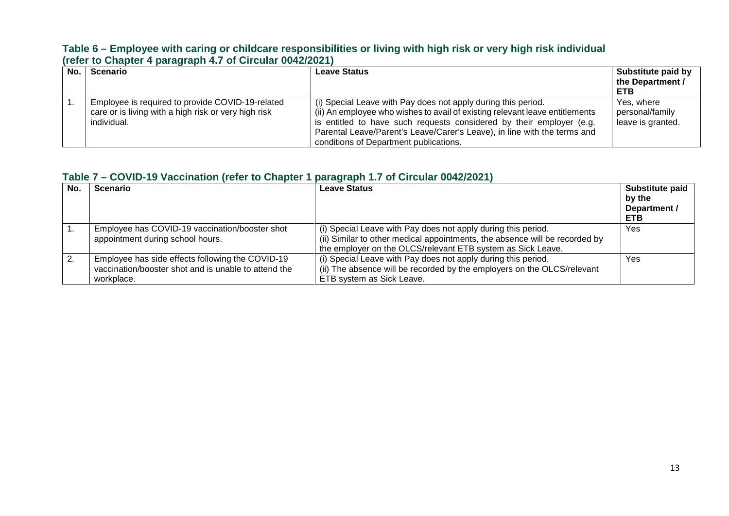### Table 6 – Employee with caring or childcare responsibilities or living with high risk or very high risk individual (refer to Chapter 4 paragraph 4.7 of Circular 0042/2021)

| No. | Scenario | Leave Status | Substitute paid by the Department / ETB |
|---|---|---|---|
| 1. | Employee is required to provide COVID-19-related care or is living with a high risk or very high risk individual. | (i) Special Leave with Pay does not apply during this period.<br>(ii) An employee who wishes to avail of existing relevant leave entitlements is entitled to have such requests considered by their employer (e.g. Parental Leave/Parent's Leave/Carer's Leave), in line with the terms and conditions of Department publications. | Yes, where personal/family leave is granted. |

### Table 7 – COVID-19 Vaccination (refer to Chapter 1 paragraph 1.7 of Circular 0042/2021)

| No. | Scenario | Leave Status | Substitute paid by the Department / ETB |
|---|---|---|---|
| 1. | Employee has COVID-19 vaccination/booster shot appointment during school hours. | (i) Special Leave with Pay does not apply during this period.<br>(ii) Similar to other medical appointments, the absence will be recorded by the employer on the OLCS/relevant ETB system as Sick Leave. | Yes |
| 2. | Employee has side effects following the COVID-19 vaccination/booster shot and is unable to attend the workplace. | (i) Special Leave with Pay does not apply during this period.<br>(ii) The absence will be recorded by the employers on the OLCS/relevant ETB system as Sick Leave. | Yes |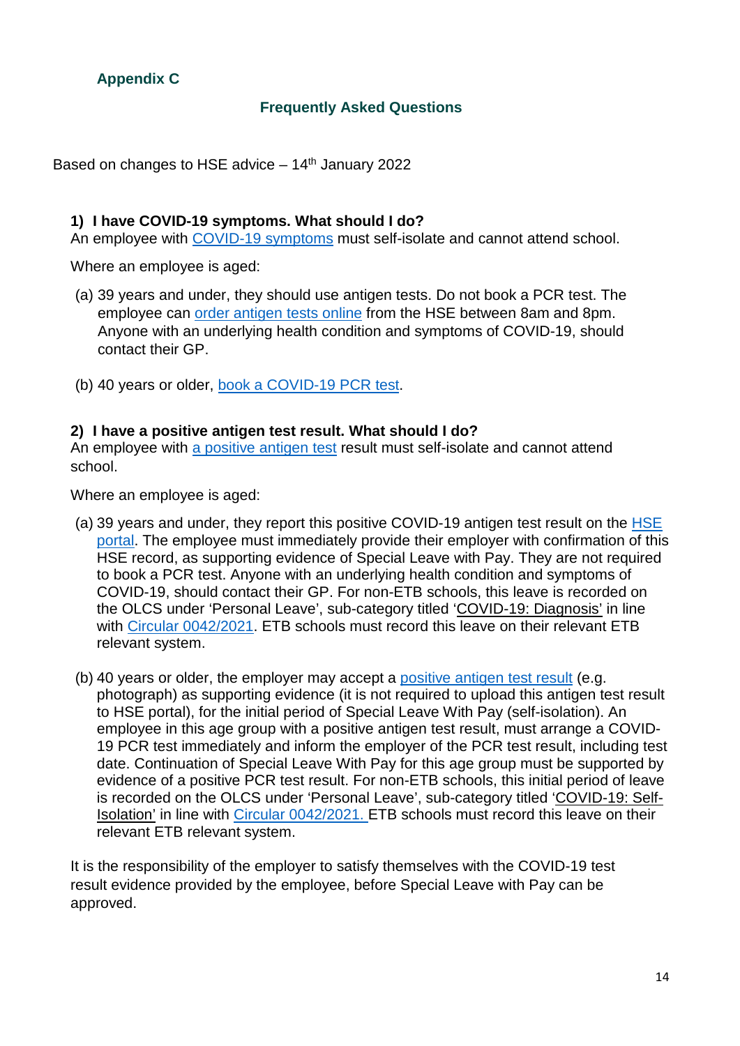## Appendix C

### Frequently Asked Questions

Based on changes to HSE advice – 14th January 2022

**1) I have COVID-19 symptoms. What should I do?**
An employee with COVID-19 symptoms must self-isolate and cannot attend school.

Where an employee is aged:

(a) 39 years and under, they should use antigen tests. Do not book a PCR test. The employee can order antigen tests online from the HSE between 8am and 8pm. Anyone with an underlying health condition and symptoms of COVID-19, should contact their GP.

(b) 40 years or older, book a COVID-19 PCR test.

**2) I have a positive antigen test result. What should I do?**
An employee with a positive antigen test result must self-isolate and cannot attend school.

Where an employee is aged:

(a) 39 years and under, they report this positive COVID-19 antigen test result on the HSE portal. The employee must immediately provide their employer with confirmation of this HSE record, as supporting evidence of Special Leave with Pay. They are not required to book a PCR test. Anyone with an underlying health condition and symptoms of COVID-19, should contact their GP. For non-ETB schools, this leave is recorded on the OLCS under 'Personal Leave', sub-category titled 'COVID-19: Diagnosis' in line with Circular 0042/2021. ETB schools must record this leave on their relevant ETB relevant system.

(b) 40 years or older, the employer may accept a positive antigen test result (e.g. photograph) as supporting evidence (it is not required to upload this antigen test result to HSE portal), for the initial period of Special Leave With Pay (self-isolation). An employee in this age group with a positive antigen test result, must arrange a COVID-19 PCR test immediately and inform the employer of the PCR test result, including test date. Continuation of Special Leave With Pay for this age group must be supported by evidence of a positive PCR test result. For non-ETB schools, this initial period of leave is recorded on the OLCS under 'Personal Leave', sub-category titled 'COVID-19: Self-Isolation' in line with Circular 0042/2021. ETB schools must record this leave on their relevant ETB relevant system.

It is the responsibility of the employer to satisfy themselves with the COVID-19 test result evidence provided by the employee, before Special Leave with Pay can be approved.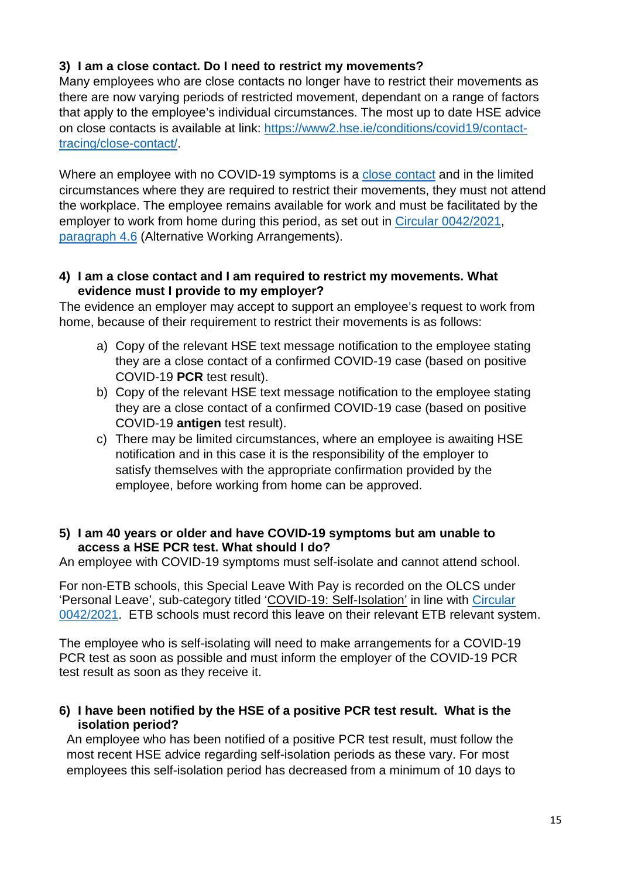**3) I am a close contact. Do I need to restrict my movements?**

Many employees who are close contacts no longer have to restrict their movements as there are now varying periods of restricted movement, dependant on a range of factors that apply to the employee's individual circumstances. The most up to date HSE advice on close contacts is available at link: [https://www2.hse.ie/conditions/covid19/contact-tracing/close-contact/](https://www2.hse.ie/conditions/covid19/contact-tracing/close-contact/).

Where an employee with no COVID-19 symptoms is a close contact and in the limited circumstances where they are required to restrict their movements, they must not attend the workplace. The employee remains available for work and must be facilitated by the employer to work from home during this period, as set out in Circular 0042/2021, paragraph 4.6 (Alternative Working Arrangements).

**4) I am a close contact and I am required to restrict my movements. What evidence must I provide to my employer?**

The evidence an employer may accept to support an employee's request to work from home, because of their requirement to restrict their movements is as follows:

a) Copy of the relevant HSE text message notification to the employee stating they are a close contact of a confirmed COVID-19 case (based on positive COVID-19 **PCR** test result).
b) Copy of the relevant HSE text message notification to the employee stating they are a close contact of a confirmed COVID-19 case (based on positive COVID-19 **antigen** test result).
c) There may be limited circumstances, where an employee is awaiting HSE notification and in this case it is the responsibility of the employer to satisfy themselves with the appropriate confirmation provided by the employee, before working from home can be approved.

**5) I am 40 years or older and have COVID-19 symptoms but am unable to access a HSE PCR test. What should I do?**

An employee with COVID-19 symptoms must self-isolate and cannot attend school.

For non-ETB schools, this Special Leave With Pay is recorded on the OLCS under 'Personal Leave', sub-category titled 'COVID-19: Self-Isolation' in line with Circular 0042/2021. ETB schools must record this leave on their relevant ETB relevant system.

The employee who is self-isolating will need to make arrangements for a COVID-19 PCR test as soon as possible and must inform the employer of the COVID-19 PCR test result as soon as they receive it.

**6) I have been notified by the HSE of a positive PCR test result. What is the isolation period?**

An employee who has been notified of a positive PCR test result, must follow the most recent HSE advice regarding self-isolation periods as these vary. For most employees this self-isolation period has decreased from a minimum of 10 days to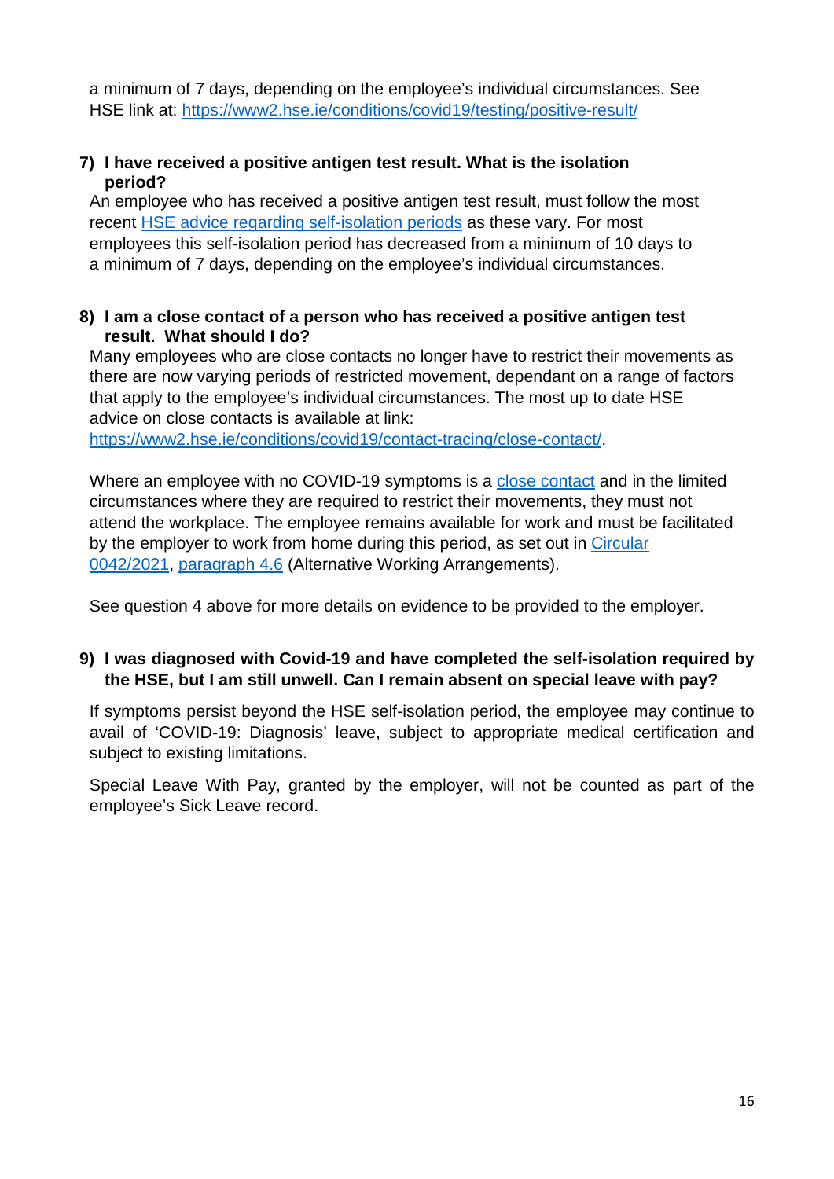a minimum of 7 days, depending on the employee's individual circumstances. See HSE link at: [https://www2.hse.ie/conditions/covid19/testing/positive-result/](https://www2.hse.ie/conditions/covid19/testing/positive-result/)

**7) I have received a positive antigen test result. What is the isolation period?**

An employee who has received a positive antigen test result, must follow the most recent HSE advice regarding self-isolation periods as these vary. For most employees this self-isolation period has decreased from a minimum of 10 days to a minimum of 7 days, depending on the employee's individual circumstances.

**8) I am a close contact of a person who has received a positive antigen test result. What should I do?**

Many employees who are close contacts no longer have to restrict their movements as there are now varying periods of restricted movement, dependant on a range of factors that apply to the employee's individual circumstances. The most up to date HSE advice on close contacts is available at link: [https://www2.hse.ie/conditions/covid19/contact-tracing/close-contact/](https://www2.hse.ie/conditions/covid19/contact-tracing/close-contact/).

Where an employee with no COVID-19 symptoms is a close contact and in the limited circumstances where they are required to restrict their movements, they must not attend the workplace. The employee remains available for work and must be facilitated by the employer to work from home during this period, as set out in Circular 0042/2021, paragraph 4.6 (Alternative Working Arrangements).

See question 4 above for more details on evidence to be provided to the employer.

**9) I was diagnosed with Covid-19 and have completed the self-isolation required by the HSE, but I am still unwell. Can I remain absent on special leave with pay?**

If symptoms persist beyond the HSE self-isolation period, the employee may continue to avail of 'COVID-19: Diagnosis' leave, subject to appropriate medical certification and subject to existing limitations.

Special Leave With Pay, granted by the employer, will not be counted as part of the employee's Sick Leave record.